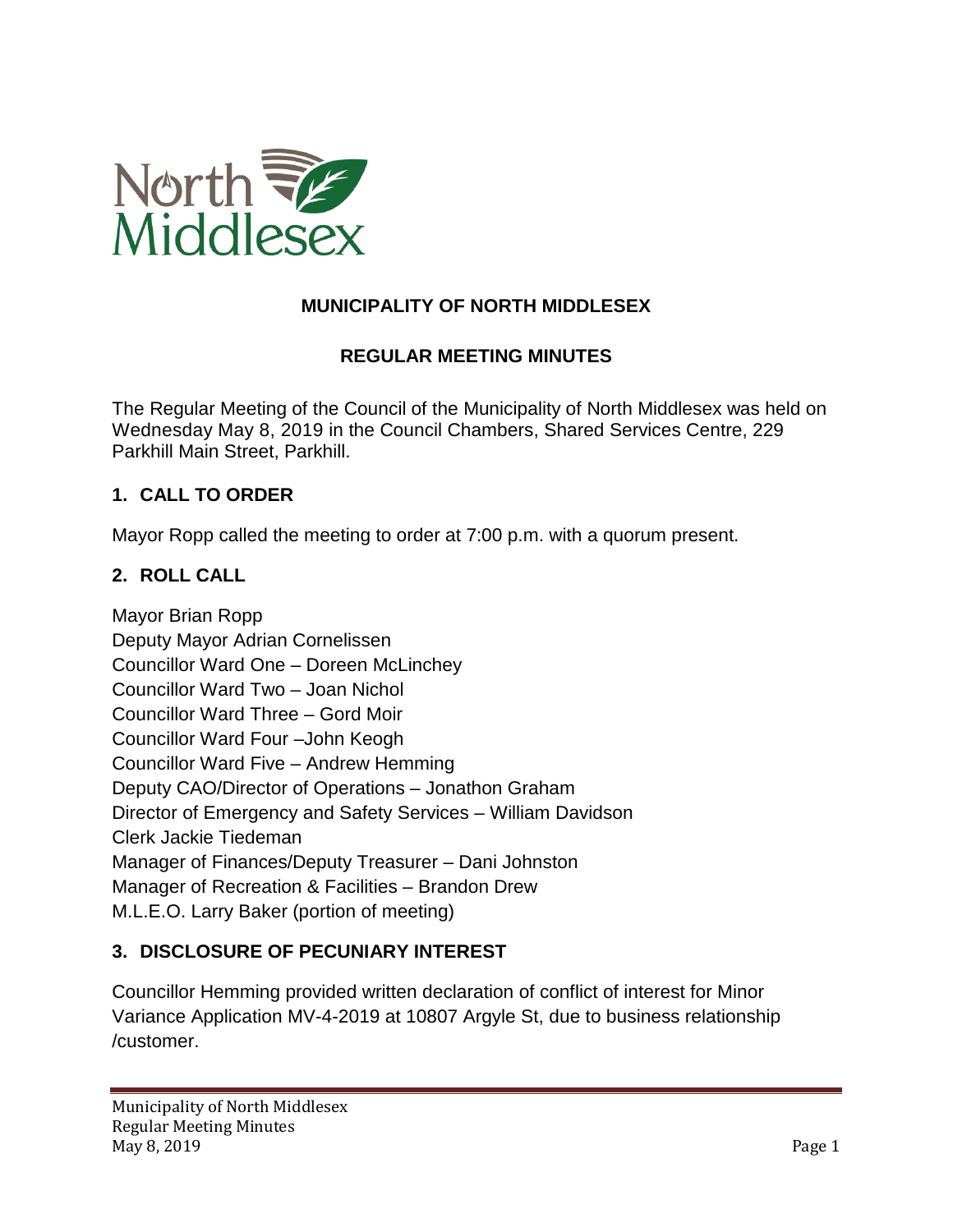# MUNICIPALITY OF NORTH MIDDLESEX

## REGULAR MEETING MINUTES

The Regular Meeting of the Council of the Municipality of North Middlesex was held on Wednesday May 8, 2019 in the Council Chambers, Shared Services Centre, 229 Parkhill Main Street, Parkhill.

### 1. CALL TO ORDER

Mayor Ropp called the meeting to order at 7:00 p.m. with a quorum present.

### 2. ROLL CALL

Mayor Brian Ropp
Deputy Mayor Adrian Cornelissen
Councillor Ward One – Doreen McLinchey
Councillor Ward Two – Joan Nichol
Councillor Ward Three – Gord Moir
Councillor Ward Four –John Keogh
Councillor Ward Five – Andrew Hemming
Deputy CAO/Director of Operations – Jonathon Graham
Director of Emergency and Safety Services – William Davidson
Clerk Jackie Tiedeman
Manager of Finances/Deputy Treasurer – Dani Johnston
Manager of Recreation & Facilities – Brandon Drew
M.L.E.O. Larry Baker (portion of meeting)

### 3. DISCLOSURE OF PECUNIARY INTEREST

Councillor Hemming provided written declaration of conflict of interest for Minor Variance Application MV-4-2019 at 10807 Argyle St, due to business relationship /customer.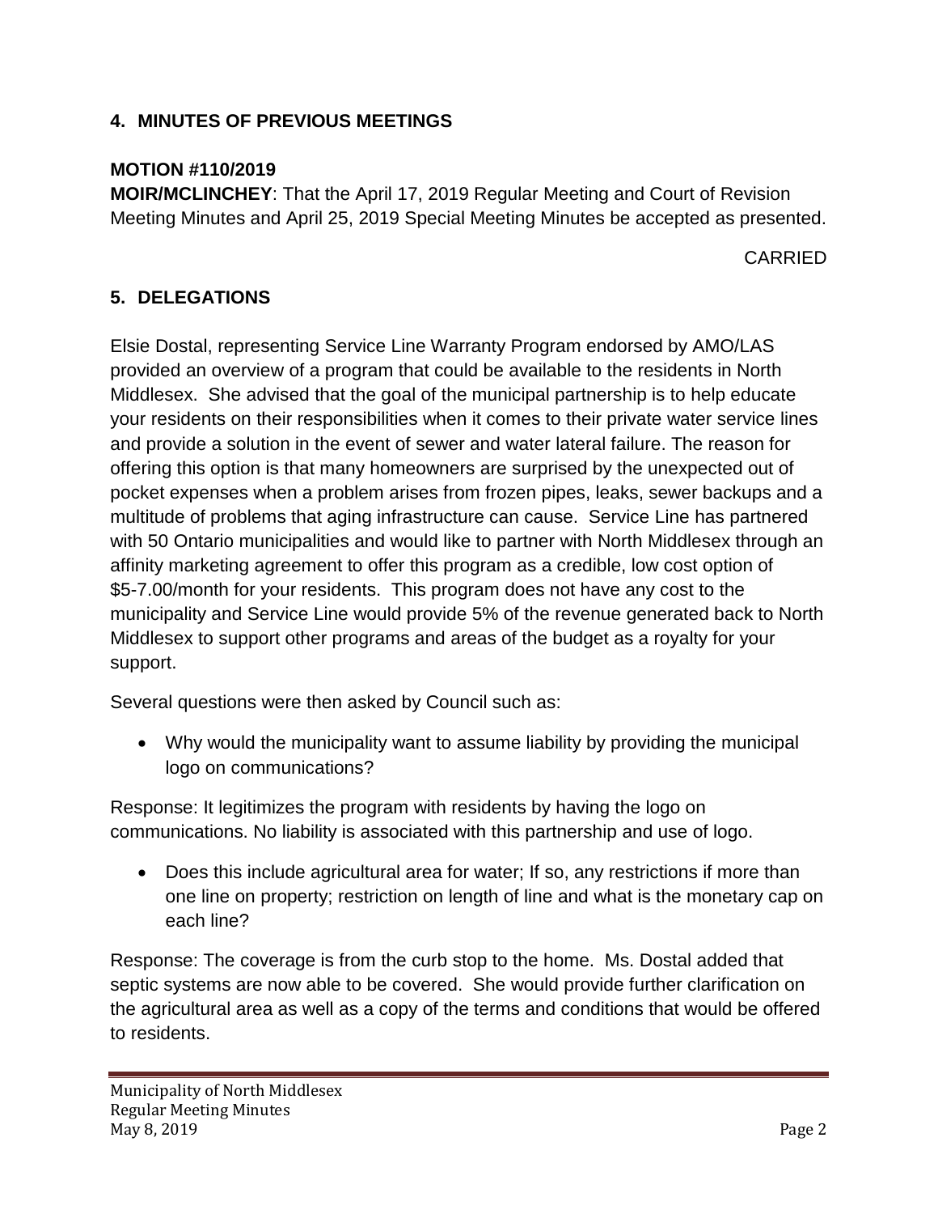## 4. MINUTES OF PREVIOUS MEETINGS

**MOTION #110/2019**
**MOIR/MCLINCHEY**: That the April 17, 2019 Regular Meeting and Court of Revision Meeting Minutes and April 25, 2019 Special Meeting Minutes be accepted as presented.

CARRIED

## 5. DELEGATIONS

Elsie Dostal, representing Service Line Warranty Program endorsed by AMO/LAS provided an overview of a program that could be available to the residents in North Middlesex. She advised that the goal of the municipal partnership is to help educate your residents on their responsibilities when it comes to their private water service lines and provide a solution in the event of sewer and water lateral failure. The reason for offering this option is that many homeowners are surprised by the unexpected out of pocket expenses when a problem arises from frozen pipes, leaks, sewer backups and a multitude of problems that aging infrastructure can cause. Service Line has partnered with 50 Ontario municipalities and would like to partner with North Middlesex through an affinity marketing agreement to offer this program as a credible, low cost option of $5-7.00/month for your residents. This program does not have any cost to the municipality and Service Line would provide 5% of the revenue generated back to North Middlesex to support other programs and areas of the budget as a royalty for your support.

Several questions were then asked by Council such as:

- Why would the municipality want to assume liability by providing the municipal logo on communications?

Response: It legitimizes the program with residents by having the logo on communications. No liability is associated with this partnership and use of logo.

- Does this include agricultural area for water; If so, any restrictions if more than one line on property; restriction on length of line and what is the monetary cap on each line?

Response: The coverage is from the curb stop to the home. Ms. Dostal added that septic systems are now able to be covered. She would provide further clarification on the agricultural area as well as a copy of the terms and conditions that would be offered to residents.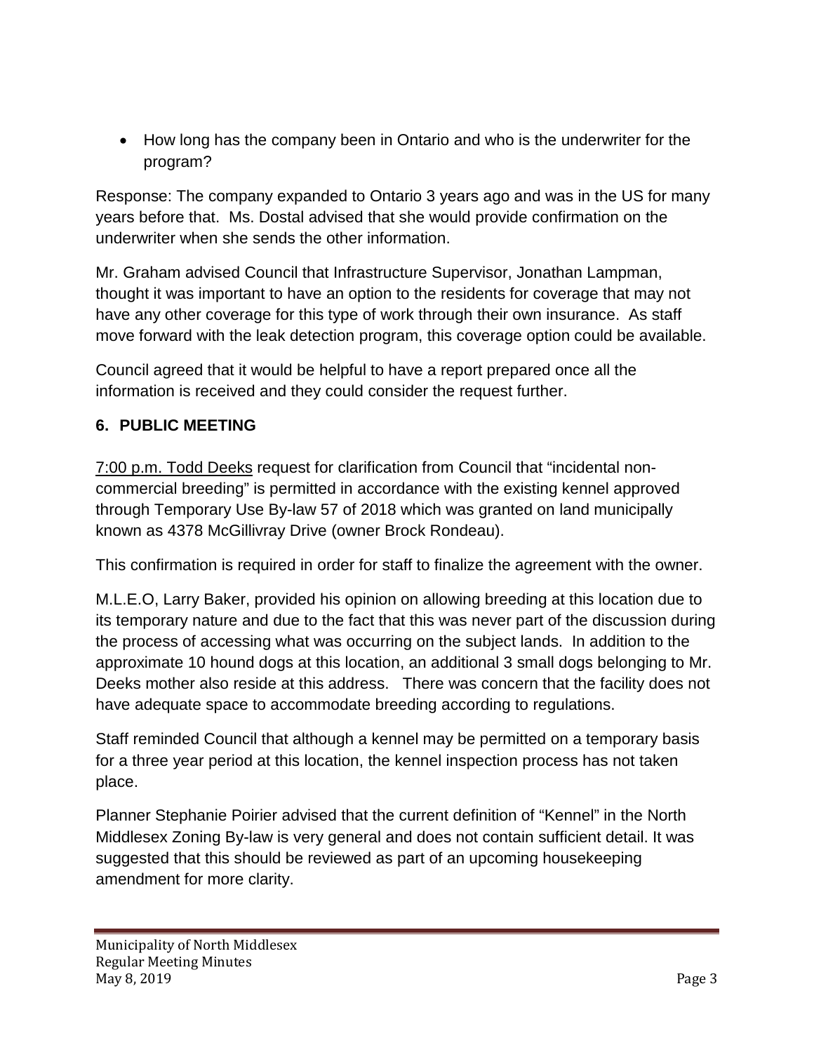- How long has the company been in Ontario and who is the underwriter for the program?

Response: The company expanded to Ontario 3 years ago and was in the US for many years before that. Ms. Dostal advised that she would provide confirmation on the underwriter when she sends the other information.

Mr. Graham advised Council that Infrastructure Supervisor, Jonathan Lampman, thought it was important to have an option to the residents for coverage that may not have any other coverage for this type of work through their own insurance. As staff move forward with the leak detection program, this coverage option could be available.

Council agreed that it would be helpful to have a report prepared once all the information is received and they could consider the request further.

## 6. PUBLIC MEETING

<u>7:00 p.m. Todd Deeks</u> request for clarification from Council that "incidental non-commercial breeding" is permitted in accordance with the existing kennel approved through Temporary Use By-law 57 of 2018 which was granted on land municipally known as 4378 McGillivray Drive (owner Brock Rondeau).

This confirmation is required in order for staff to finalize the agreement with the owner.

M.L.E.O, Larry Baker, provided his opinion on allowing breeding at this location due to its temporary nature and due to the fact that this was never part of the discussion during the process of accessing what was occurring on the subject lands. In addition to the approximate 10 hound dogs at this location, an additional 3 small dogs belonging to Mr. Deeks mother also reside at this address. There was concern that the facility does not have adequate space to accommodate breeding according to regulations.

Staff reminded Council that although a kennel may be permitted on a temporary basis for a three year period at this location, the kennel inspection process has not taken place.

Planner Stephanie Poirier advised that the current definition of "Kennel" in the North Middlesex Zoning By-law is very general and does not contain sufficient detail. It was suggested that this should be reviewed as part of an upcoming housekeeping amendment for more clarity.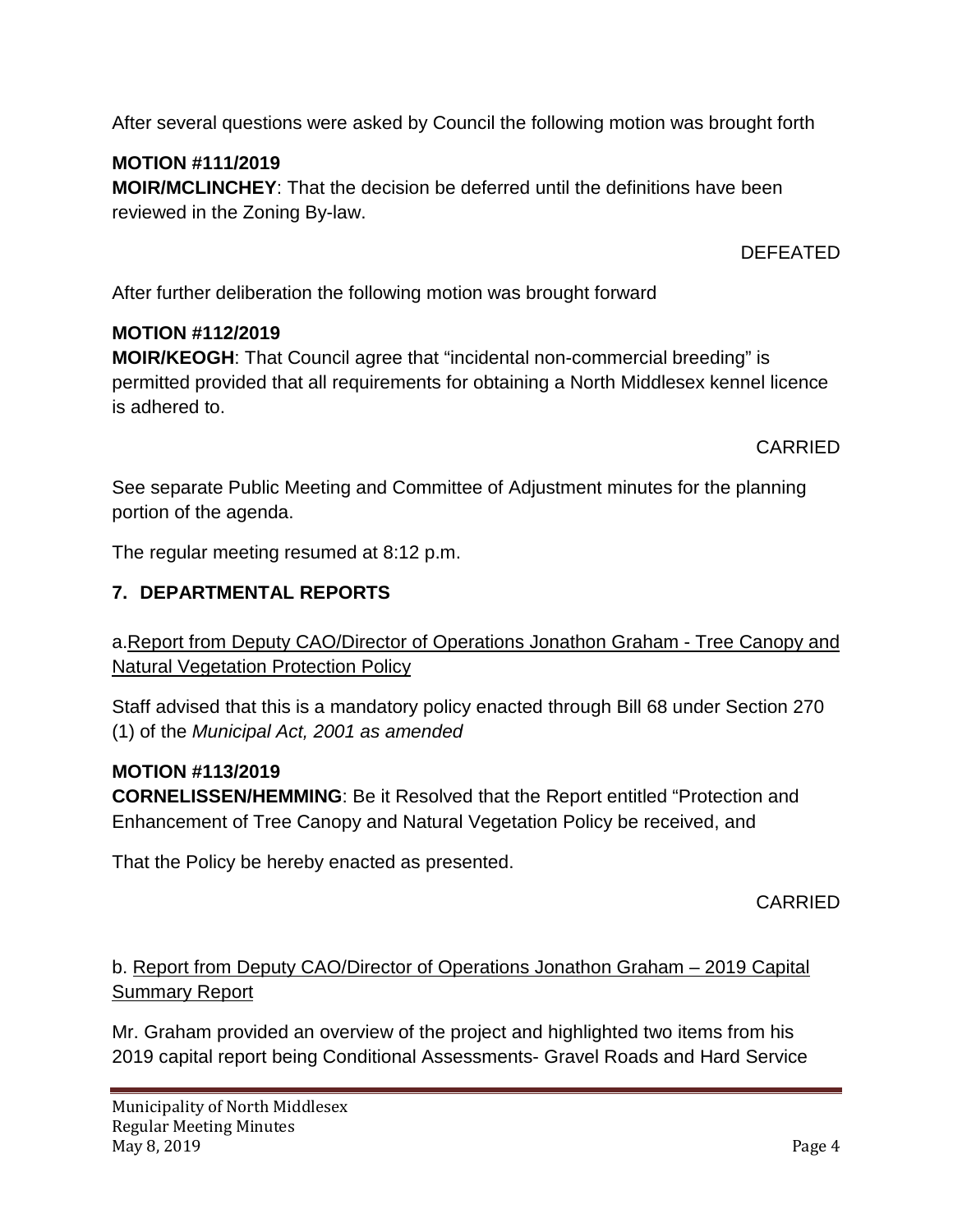After several questions were asked by Council the following motion was brought forth

**MOTION #111/2019**
**MOIR/MCLINCHEY**: That the decision be deferred until the definitions have been reviewed in the Zoning By-law.

DEFEATED

After further deliberation the following motion was brought forward

**MOTION #112/2019**
**MOIR/KEOGH**: That Council agree that "incidental non-commercial breeding" is permitted provided that all requirements for obtaining a North Middlesex kennel licence is adhered to.

CARRIED

See separate Public Meeting and Committee of Adjustment minutes for the planning portion of the agenda.

The regular meeting resumed at 8:12 p.m.

## 7. DEPARTMENTAL REPORTS

a. Report from Deputy CAO/Director of Operations Jonathon Graham - Tree Canopy and Natural Vegetation Protection Policy

Staff advised that this is a mandatory policy enacted through Bill 68 under Section 270 (1) of the *Municipal Act, 2001 as amended*

**MOTION #113/2019**
**CORNELISSEN/HEMMING**: Be it Resolved that the Report entitled "Protection and Enhancement of Tree Canopy and Natural Vegetation Policy be received, and

That the Policy be hereby enacted as presented.

CARRIED

b. Report from Deputy CAO/Director of Operations Jonathon Graham – 2019 Capital Summary Report

Mr. Graham provided an overview of the project and highlighted two items from his 2019 capital report being Conditional Assessments- Gravel Roads and Hard Service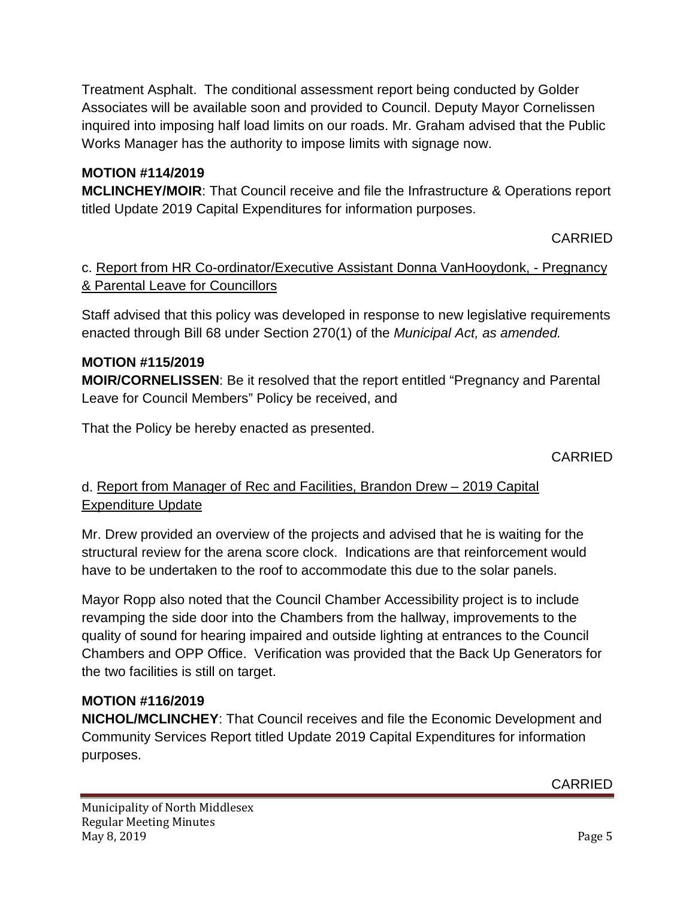Treatment Asphalt. The conditional assessment report being conducted by Golder Associates will be available soon and provided to Council. Deputy Mayor Cornelissen inquired into imposing half load limits on our roads. Mr. Graham advised that the Public Works Manager has the authority to impose limits with signage now.

**MOTION #114/2019**
**MCLINCHEY/MOIR**: That Council receive and file the Infrastructure & Operations report titled Update 2019 Capital Expenditures for information purposes.

CARRIED

c. Report from HR Co-ordinator/Executive Assistant Donna VanHooydonk, - Pregnancy & Parental Leave for Councillors

Staff advised that this policy was developed in response to new legislative requirements enacted through Bill 68 under Section 270(1) of the *Municipal Act, as amended.*

**MOTION #115/2019**
**MOIR/CORNELISSEN**: Be it resolved that the report entitled "Pregnancy and Parental Leave for Council Members" Policy be received, and

That the Policy be hereby enacted as presented.

CARRIED

d. Report from Manager of Rec and Facilities, Brandon Drew – 2019 Capital Expenditure Update

Mr. Drew provided an overview of the projects and advised that he is waiting for the structural review for the arena score clock. Indications are that reinforcement would have to be undertaken to the roof to accommodate this due to the solar panels.

Mayor Ropp also noted that the Council Chamber Accessibility project is to include revamping the side door into the Chambers from the hallway, improvements to the quality of sound for hearing impaired and outside lighting at entrances to the Council Chambers and OPP Office. Verification was provided that the Back Up Generators for the two facilities is still on target.

**MOTION #116/2019**
**NICHOL/MCLINCHEY**: That Council receives and file the Economic Development and Community Services Report titled Update 2019 Capital Expenditures for information purposes.

CARRIED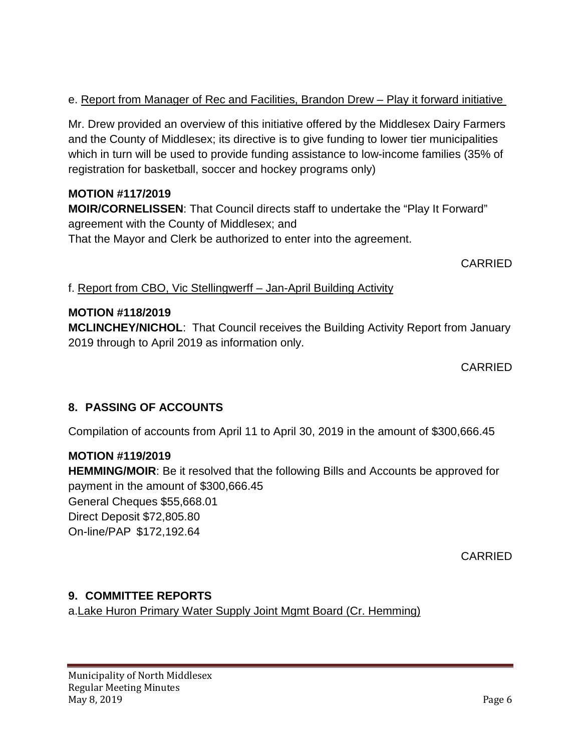e. Report from Manager of Rec and Facilities, Brandon Drew – Play it forward initiative

Mr. Drew provided an overview of this initiative offered by the Middlesex Dairy Farmers and the County of Middlesex; its directive is to give funding to lower tier municipalities which in turn will be used to provide funding assistance to low-income families (35% of registration for basketball, soccer and hockey programs only)

**MOTION #117/2019**
**MOIR/CORNELISSEN**: That Council directs staff to undertake the "Play It Forward" agreement with the County of Middlesex; and
That the Mayor and Clerk be authorized to enter into the agreement.

CARRIED

f. Report from CBO, Vic Stellingwerff – Jan-April Building Activity

**MOTION #118/2019**
**MCLINCHEY/NICHOL**: That Council receives the Building Activity Report from January 2019 through to April 2019 as information only.

CARRIED

## 8. PASSING OF ACCOUNTS

Compilation of accounts from April 11 to April 30, 2019 in the amount of $300,666.45

**MOTION #119/2019**
**HEMMING/MOIR**: Be it resolved that the following Bills and Accounts be approved for payment in the amount of $300,666.45
General Cheques $55,668.01
Direct Deposit $72,805.80
On-line/PAP $172,192.64

CARRIED

## 9. COMMITTEE REPORTS

a. Lake Huron Primary Water Supply Joint Mgmt Board (Cr. Hemming)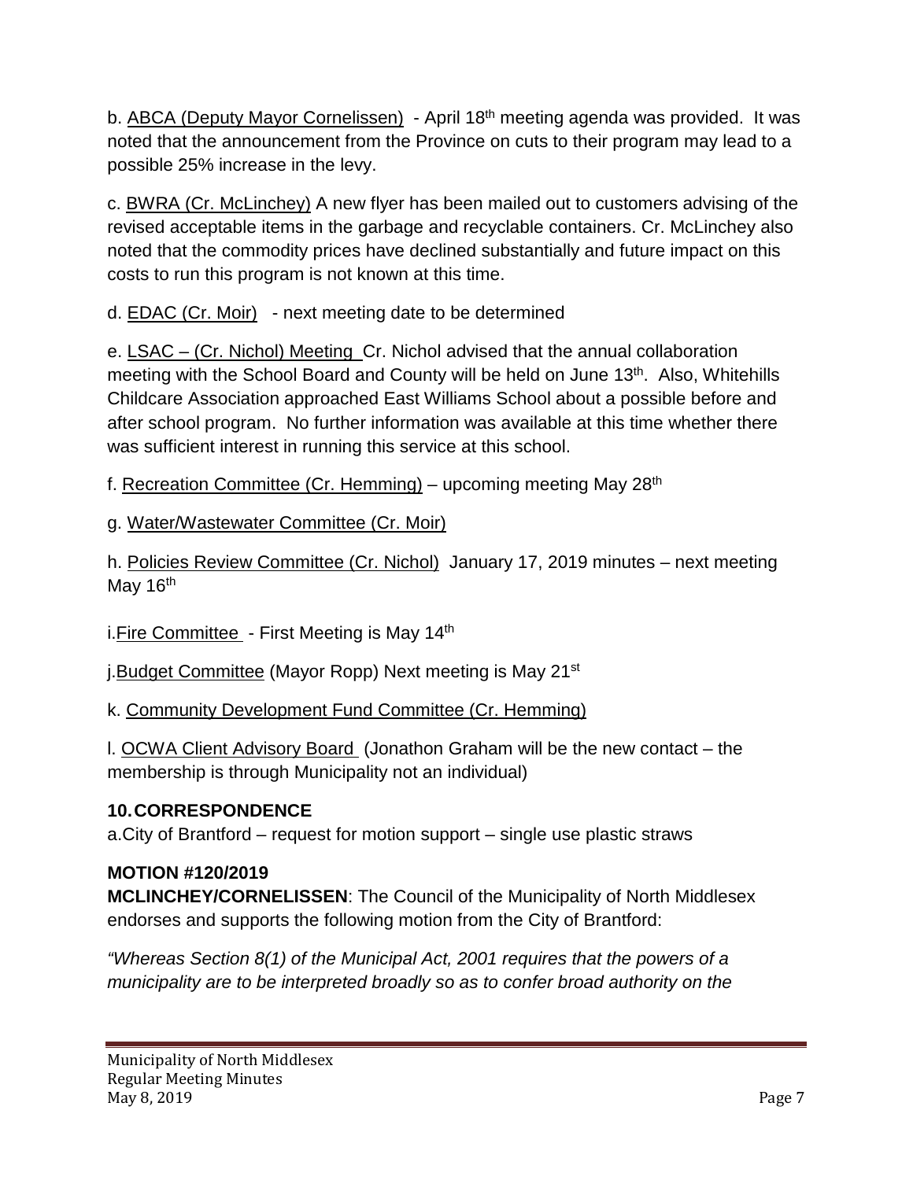b. <u>ABCA (Deputy Mayor Cornelissen)</u> - April 18th meeting agenda was provided. It was noted that the announcement from the Province on cuts to their program may lead to a possible 25% increase in the levy.

c. <u>BWRA (Cr. McLinchey)</u> A new flyer has been mailed out to customers advising of the revised acceptable items in the garbage and recyclable containers. Cr. McLinchey also noted that the commodity prices have declined substantially and future impact on this costs to run this program is not known at this time.

d. <u>EDAC (Cr. Moir)</u> - next meeting date to be determined

e. <u>LSAC – (Cr. Nichol) Meeting</u> Cr. Nichol advised that the annual collaboration meeting with the School Board and County will be held on June 13th. Also, Whitehills Childcare Association approached East Williams School about a possible before and after school program. No further information was available at this time whether there was sufficient interest in running this service at this school.

f. <u>Recreation Committee (Cr. Hemming)</u> – upcoming meeting May 28th

g. <u>Water/Wastewater Committee (Cr. Moir)</u>

h. <u>Policies Review Committee (Cr. Nichol)</u> January 17, 2019 minutes – next meeting May 16th

i. <u>Fire Committee</u> - First Meeting is May 14th

j. <u>Budget Committee</u> (Mayor Ropp) Next meeting is May 21st

k. <u>Community Development Fund Committee (Cr. Hemming)</u>

l. <u>OCWA Client Advisory Board</u> (Jonathon Graham will be the new contact – the membership is through Municipality not an individual)

## 10. CORRESPONDENCE

a. City of Brantford – request for motion support – single use plastic straws

**MOTION #120/2019**

**MCLINCHEY/CORNELISSEN**: The Council of the Municipality of North Middlesex endorses and supports the following motion from the City of Brantford:

*"Whereas Section 8(1) of the Municipal Act, 2001 requires that the powers of a municipality are to be interpreted broadly so as to confer broad authority on the*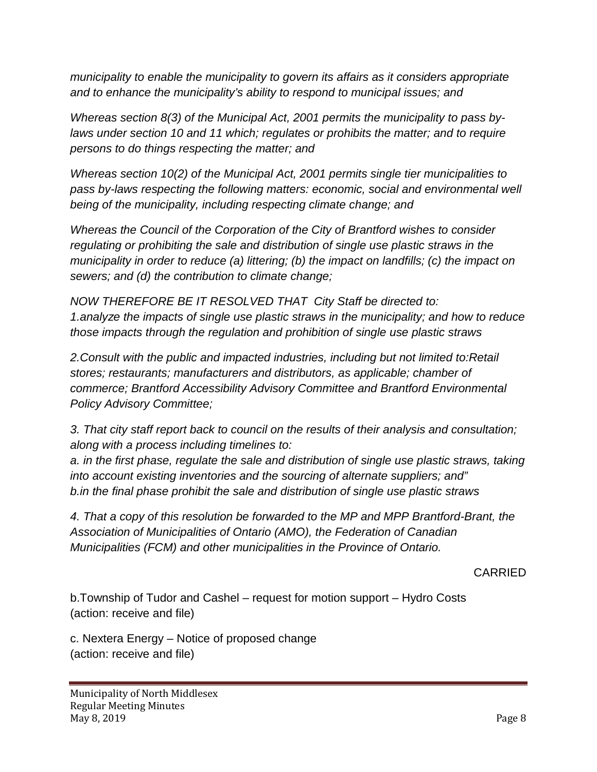*municipality to enable the municipality to govern its affairs as it considers appropriate and to enhance the municipality's ability to respond to municipal issues; and*

*Whereas section 8(3) of the Municipal Act, 2001 permits the municipality to pass by-laws under section 10 and 11 which; regulates or prohibits the matter; and to require persons to do things respecting the matter; and*

*Whereas section 10(2) of the Municipal Act, 2001 permits single tier municipalities to pass by-laws respecting the following matters: economic, social and environmental well being of the municipality, including respecting climate change; and*

*Whereas the Council of the Corporation of the City of Brantford wishes to consider regulating or prohibiting the sale and distribution of single use plastic straws in the municipality in order to reduce (a) littering; (b) the impact on landfills; (c) the impact on sewers; and (d) the contribution to climate change;*

*NOW THEREFORE BE IT RESOLVED THAT City Staff be directed to:*
*1.analyze the impacts of single use plastic straws in the municipality; and how to reduce those impacts through the regulation and prohibition of single use plastic straws*

*2.Consult with the public and impacted industries, including but not limited to:Retail stores; restaurants; manufacturers and distributors, as applicable; chamber of commerce; Brantford Accessibility Advisory Committee and Brantford Environmental Policy Advisory Committee;*

*3. That city staff report back to council on the results of their analysis and consultation; along with a process including timelines to:*
*a. in the first phase, regulate the sale and distribution of single use plastic straws, taking into account existing inventories and the sourcing of alternate suppliers; and"*
*b.in the final phase prohibit the sale and distribution of single use plastic straws*

*4. That a copy of this resolution be forwarded to the MP and MPP Brantford-Brant, the Association of Municipalities of Ontario (AMO), the Federation of Canadian Municipalities (FCM) and other municipalities in the Province of Ontario.*

CARRIED

b.Township of Tudor and Cashel – request for motion support – Hydro Costs
(action: receive and file)

c. Nextera Energy – Notice of proposed change
(action: receive and file)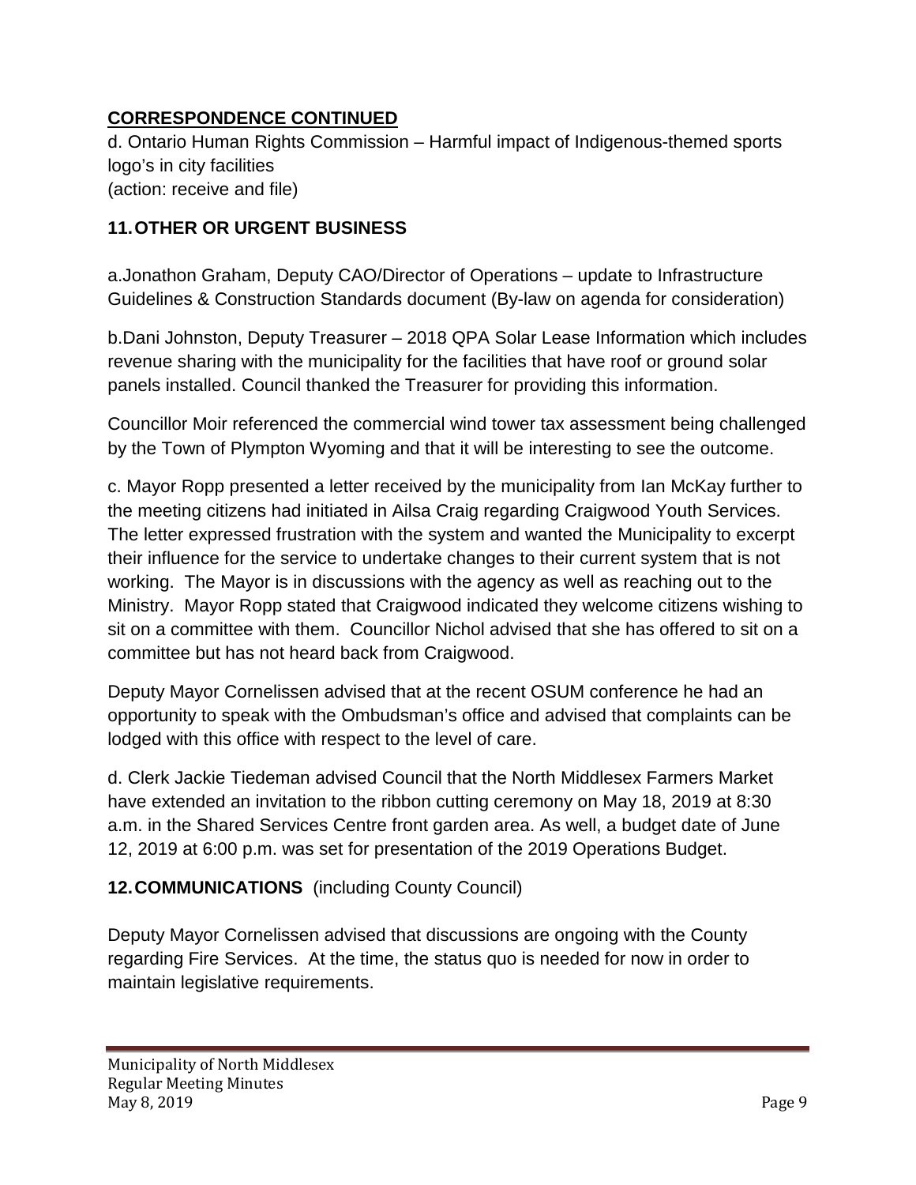## CORRESPONDENCE CONTINUED

d. Ontario Human Rights Commission – Harmful impact of Indigenous-themed sports logo's in city facilities
(action: receive and file)

## 11. OTHER OR URGENT BUSINESS

a. Jonathon Graham, Deputy CAO/Director of Operations – update to Infrastructure Guidelines & Construction Standards document (By-law on agenda for consideration)

b. Dani Johnston, Deputy Treasurer – 2018 QPA Solar Lease Information which includes revenue sharing with the municipality for the facilities that have roof or ground solar panels installed. Council thanked the Treasurer for providing this information.

Councillor Moir referenced the commercial wind tower tax assessment being challenged by the Town of Plympton Wyoming and that it will be interesting to see the outcome.

c. Mayor Ropp presented a letter received by the municipality from Ian McKay further to the meeting citizens had initiated in Ailsa Craig regarding Craigwood Youth Services. The letter expressed frustration with the system and wanted the Municipality to excerpt their influence for the service to undertake changes to their current system that is not working. The Mayor is in discussions with the agency as well as reaching out to the Ministry. Mayor Ropp stated that Craigwood indicated they welcome citizens wishing to sit on a committee with them. Councillor Nichol advised that she has offered to sit on a committee but has not heard back from Craigwood.

Deputy Mayor Cornelissen advised that at the recent OSUM conference he had an opportunity to speak with the Ombudsman's office and advised that complaints can be lodged with this office with respect to the level of care.

d. Clerk Jackie Tiedeman advised Council that the North Middlesex Farmers Market have extended an invitation to the ribbon cutting ceremony on May 18, 2019 at 8:30 a.m. in the Shared Services Centre front garden area. As well, a budget date of June 12, 2019 at 6:00 p.m. was set for presentation of the 2019 Operations Budget.

## 12. COMMUNICATIONS (including County Council)

Deputy Mayor Cornelissen advised that discussions are ongoing with the County regarding Fire Services. At the time, the status quo is needed for now in order to maintain legislative requirements.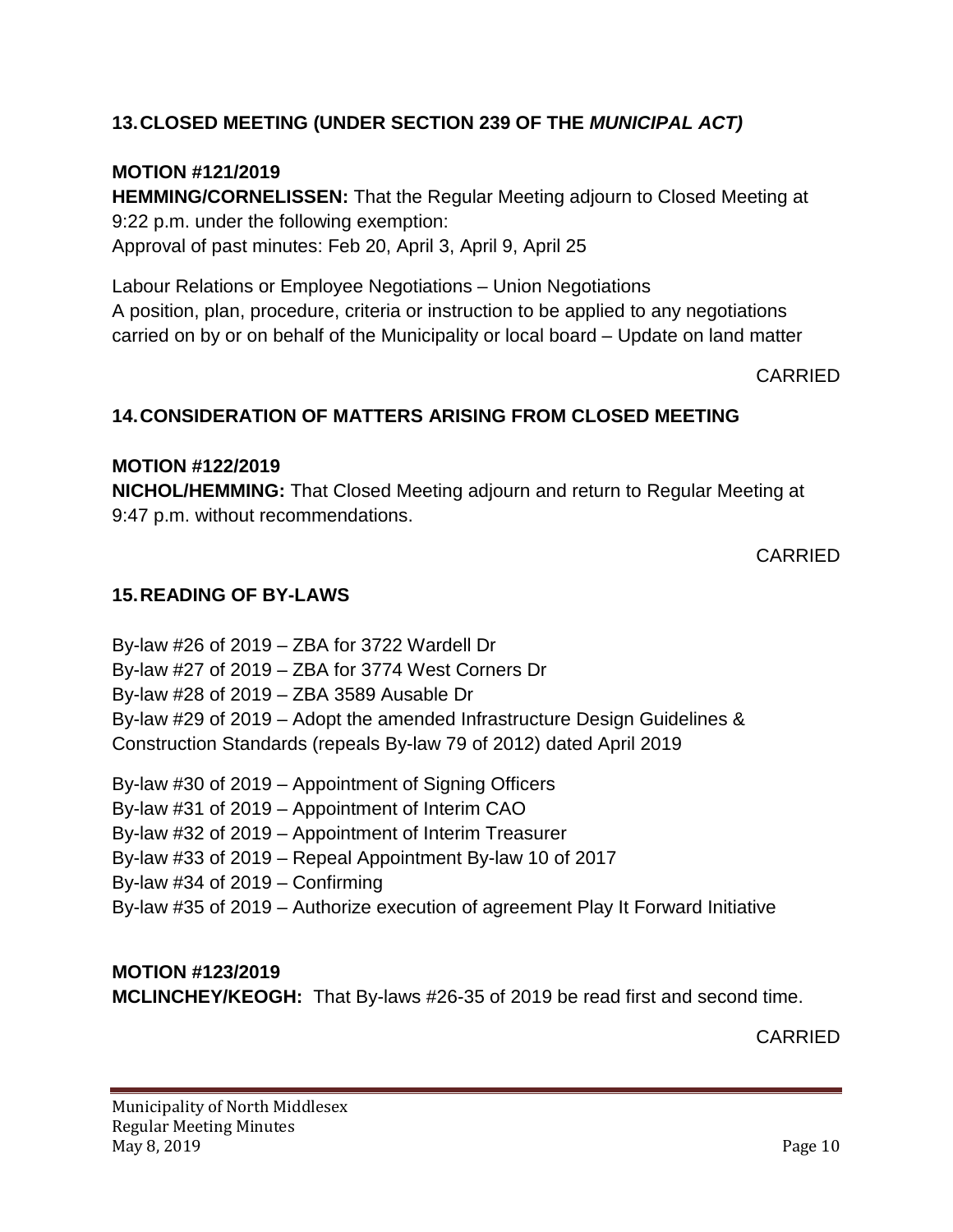## 13. CLOSED MEETING (UNDER SECTION 239 OF THE *MUNICIPAL ACT)*

**MOTION #121/2019**

**HEMMING/CORNELISSEN:** That the Regular Meeting adjourn to Closed Meeting at 9:22 p.m. under the following exemption:
Approval of past minutes: Feb 20, April 3, April 9, April 25

Labour Relations or Employee Negotiations – Union Negotiations
A position, plan, procedure, criteria or instruction to be applied to any negotiations carried on by or on behalf of the Municipality or local board – Update on land matter

CARRIED

## 14. CONSIDERATION OF MATTERS ARISING FROM CLOSED MEETING

**MOTION #122/2019**

**NICHOL/HEMMING:** That Closed Meeting adjourn and return to Regular Meeting at 9:47 p.m. without recommendations.

CARRIED

## 15. READING OF BY-LAWS

By-law #26 of 2019 – ZBA for 3722 Wardell Dr
By-law #27 of 2019 – ZBA for 3774 West Corners Dr
By-law #28 of 2019 – ZBA 3589 Ausable Dr
By-law #29 of 2019 – Adopt the amended Infrastructure Design Guidelines & Construction Standards (repeals By-law 79 of 2012) dated April 2019

By-law #30 of 2019 – Appointment of Signing Officers
By-law #31 of 2019 – Appointment of Interim CAO
By-law #32 of 2019 – Appointment of Interim Treasurer
By-law #33 of 2019 – Repeal Appointment By-law 10 of 2017
By-law #34 of 2019 – Confirming
By-law #35 of 2019 – Authorize execution of agreement Play It Forward Initiative

**MOTION #123/2019**

**MCLINCHEY/KEOGH:** That By-laws #26-35 of 2019 be read first and second time.

CARRIED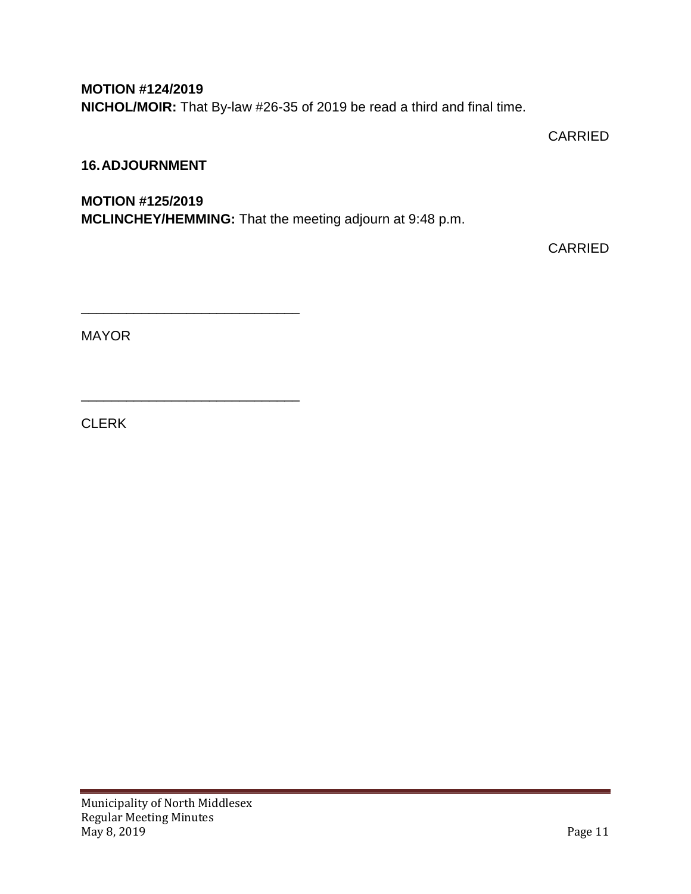**MOTION #124/2019**
**NICHOL/MOIR:** That By-law #26-35 of 2019 be read a third and final time.

CARRIED

## 16. ADJOURNMENT

**MOTION #125/2019**
**MCLINCHEY/HEMMING:** That the meeting adjourn at 9:48 p.m.

CARRIED

\_\_\_\_\_\_\_\_\_\_\_\_\_\_\_\_\_\_\_\_\_\_\_\_\_\_\_\_\_\_

MAYOR

\_\_\_\_\_\_\_\_\_\_\_\_\_\_\_\_\_\_\_\_\_\_\_\_\_\_\_\_\_\_

CLERK